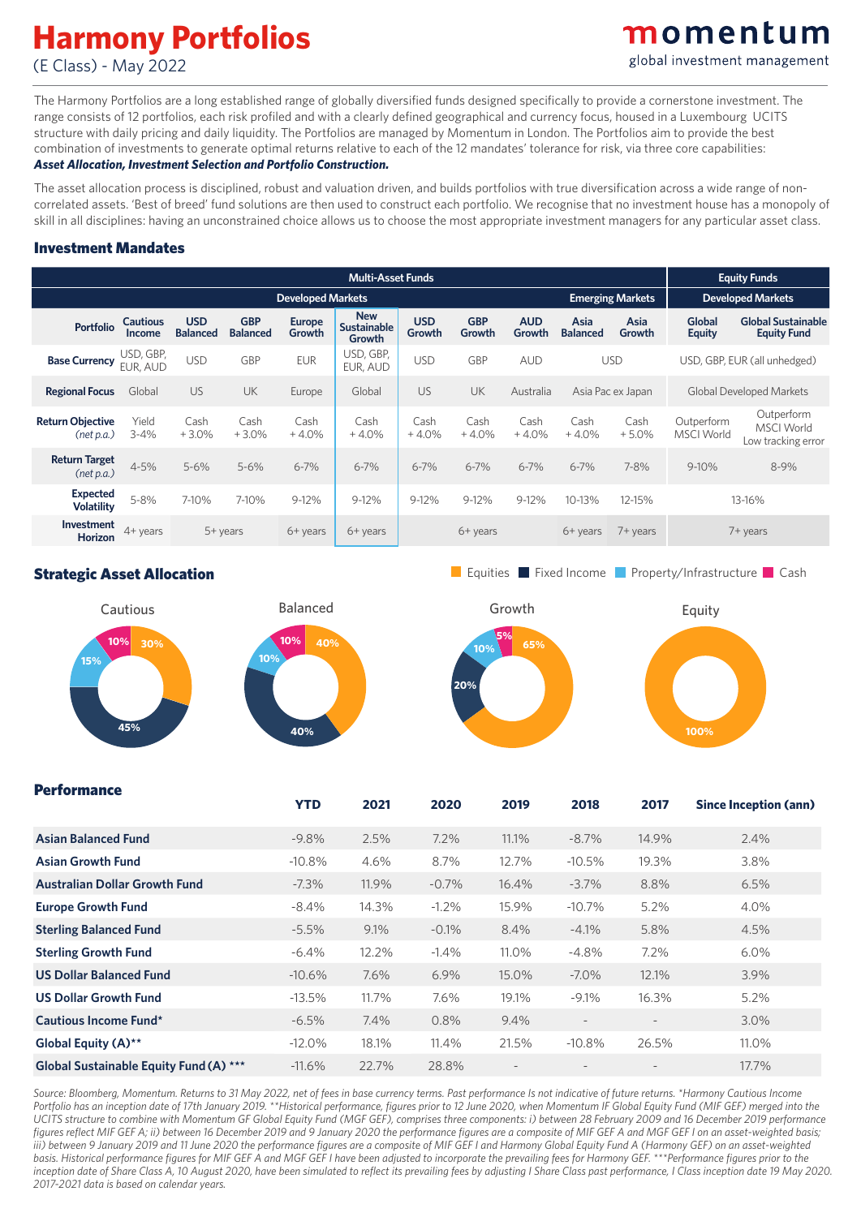# Harmony Portfolios

(E Class) - May 2022

momentum
global investment management

The Harmony Portfolios are a long established range of globally diversified funds designed specifically to provide a cornerstone investment. The range consists of 12 portfolios, each risk profiled and with a clearly defined geographical and currency focus, housed in a Luxembourg UCITS structure with daily pricing and daily liquidity. The Portfolios are managed by Momentum in London. The Portfolios aim to provide the best combination of investments to generate optimal returns relative to each of the 12 mandates' tolerance for risk, via three core capabilities: ***Asset Allocation, Investment Selection and Portfolio Construction.***

The asset allocation process is disciplined, robust and valuation driven, and builds portfolios with true diversification across a wide range of non-correlated assets. 'Best of breed' fund solutions are then used to construct each portfolio. We recognise that no investment house has a monopoly of skill in all disciplines: having an unconstrained choice allows us to choose the most appropriate investment managers for any particular asset class.

## Investment Mandates

| | Multi-Asset Funds | | | | | | | | | | Equity Funds | |
|---|---|---|---|---|---|---|---|---|---|---|---|---|
| | Developed Markets | | | | | | | | Emerging Markets | | Developed Markets | |
| **Portfolio** | **Cautious Income** | **USD Balanced** | **GBP Balanced** | **Europe Growth** | **New Sustainable Growth** | **USD Growth** | **GBP Growth** | **AUD Growth** | **Asia Balanced** | **Asia Growth** | **Global Equity** | **Global Sustainable Equity Fund** |
| **Base Currency** | USD, GBP, EUR, AUD | USD | GBP | EUR | USD, GBP, EUR, AUD | USD | GBP | AUD | USD | | USD, GBP, EUR (all unhedged) | |
| **Regional Focus** | Global | US | UK | Europe | Global | US | UK | Australia | Asia Pac ex Japan | | Global Developed Markets | |
| **Return Objective** (*net p.a.*) | Yield 3-4% | Cash + 3.0% | Cash + 3.0% | Cash + 4.0% | Cash + 4.0% | Cash + 4.0% | Cash + 4.0% | Cash + 4.0% | Cash + 4.0% | Cash + 5.0% | Outperform MSCI World | Outperform MSCI World Low tracking error |
| **Return Target** (*net p.a.*) | 4-5% | 5-6% | 5-6% | 6-7% | 6-7% | 6-7% | 6-7% | 6-7% | 6-7% | 7-8% | 9-10% | 8-9% |
| **Expected Volatility** | 5-8% | 7-10% | 7-10% | 9-12% | 9-12% | 9-12% | 9-12% | 9-12% | 10-13% | 12-15% | 13-16% | |
| **Investment Horizon** | 4+ years | 5+ years | | 6+ years | 6+ years | 6+ years | | | 6+ years | 7+ years | 7+ years | |

## Strategic Asset Allocation

Equities / Fixed Income / Property/Infrastructure / Cash

Cautious: 30%, 45%, 15%, 10%

Balanced: 40%, 40%, 10%, 10%

Growth: 65%, 20%, 10%, 5%

Equity: 100%

## Performance

| | YTD | 2021 | 2020 | 2019 | 2018 | 2017 | Since Inception (ann) |
|---|---|---|---|---|---|---|---|
| **Asian Balanced Fund** | -9.8% | 2.5% | 7.2% | 11.1% | -8.7% | 14.9% | 2.4% |
| **Asian Growth Fund** | -10.8% | 4.6% | 8.7% | 12.7% | -10.5% | 19.3% | 3.8% |
| **Australian Dollar Growth Fund** | -7.3% | 11.9% | -0.7% | 16.4% | -3.7% | 8.8% | 6.5% |
| **Europe Growth Fund** | -8.4% | 14.3% | -1.2% | 15.9% | -10.7% | 5.2% | 4.0% |
| **Sterling Balanced Fund** | -5.5% | 9.1% | -0.1% | 8.4% | -4.1% | 5.8% | 4.5% |
| **Sterling Growth Fund** | -6.4% | 12.2% | -1.4% | 11.0% | -4.8% | 7.2% | 6.0% |
| **US Dollar Balanced Fund** | -10.6% | 7.6% | 6.9% | 15.0% | -7.0% | 12.1% | 3.9% |
| **US Dollar Growth Fund** | -13.5% | 11.7% | 7.6% | 19.1% | -9.1% | 16.3% | 5.2% |
| **Cautious Income Fund*** | -6.5% | 7.4% | 0.8% | 9.4% | - | - | 3.0% |
| **Global Equity (A)**** | -12.0% | 18.1% | 11.4% | 21.5% | -10.8% | 26.5% | 11.0% |
| **Global Sustainable Equity Fund (A) ***** | -11.6% | 22.7% | 28.8% | - | - | - | 17.7% |

*Source: Bloomberg, Momentum. Returns to 31 May 2022, net of fees in base currency terms. Past performance Is not indicative of future returns. *Harmony Cautious Income Portfolio has an inception date of 17th January 2019. **Historical performance, figures prior to 12 June 2020, when Momentum IF Global Equity Fund (MIF GEF) merged into the UCITS structure to combine with Momentum GF Global Equity Fund (MGF GEF), comprises three components: i) between 28 February 2009 and 16 December 2019 performance figures reflect MIF GEF A; ii) between 16 December 2019 and 9 January 2020 the performance figures are a composite of MIF GEF A and MGF GEF I on an asset-weighted basis; iii) between 9 January 2019 and 11 June 2020 the performance figures are a composite of MIF GEF I and Harmony Global Equity Fund A (Harmony GEF) on an asset-weighted basis. Historical performance figures for MIF GEF A and MGF GEF I have been adjusted to incorporate the prevailing fees for Harmony GEF. ***Performance figures prior to the inception date of Share Class A, 10 August 2020, have been simulated to reflect its prevailing fees by adjusting I Share Class past performance, I Class inception date 19 May 2020. 2017-2021 data is based on calendar years.*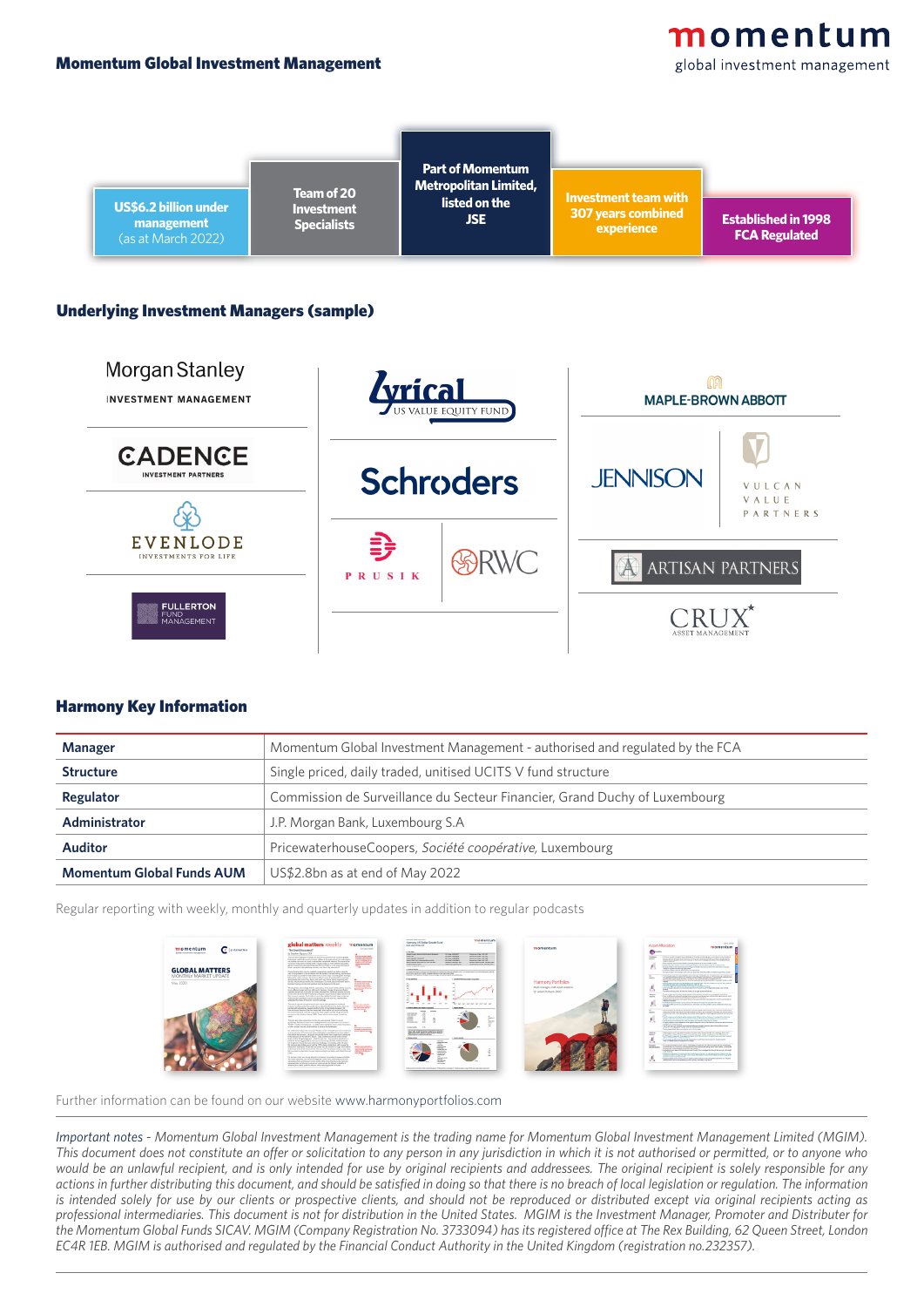## Momentum Global Investment Management

US$6.2 billion under management (as at March 2022)

Team of 20 Investment Specialists

Part of Momentum Metropolitan Limited, listed on the JSE

Investment team with 307 years combined experience

Established in 1998 FCA Regulated

## Underlying Investment Managers (sample)

Morgan Stanley Investment Management

Cadence Investment Partners

Evenlode Investments for Life

Fullerton Fund Management

Lyrical US Value Equity Fund

Schroders

Prusik

RWC

Maple-Brown Abbott

Jennison

Vulcan Value Partners

Artisan Partners

Crux Asset Management

## Harmony Key Information

| | |
|---|---|
| **Manager** | Momentum Global Investment Management - authorised and regulated by the FCA |
| **Structure** | Single priced, daily traded, unitised UCITS V fund structure |
| **Regulator** | Commission de Surveillance du Secteur Financier, Grand Duchy of Luxembourg |
| **Administrator** | J.P. Morgan Bank, Luxembourg S.A |
| **Auditor** | PricewaterhouseCoopers, *Société coopérative*, Luxembourg |
| **Momentum Global Funds AUM** | US$2.8bn as at end of May 2022 |

Regular reporting with weekly, monthly and quarterly updates in addition to regular podcasts

Further information can be found on our website www.harmonyportfolios.com

*Important notes - Momentum Global Investment Management is the trading name for Momentum Global Investment Management Limited (MGIM). This document does not constitute an offer or solicitation to any person in any jurisdiction in which it is not authorised or permitted, or to anyone who would be an unlawful recipient, and is only intended for use by original recipients and addressees. The original recipient is solely responsible for any actions in further distributing this document, and should be satisfied in doing so that there is no breach of local legislation or regulation. The information is intended solely for use by our clients or prospective clients, and should not be reproduced or distributed except via original recipients acting as professional intermediaries. This document is not for distribution in the United States. MGIM is the Investment Manager, Promoter and Distributer for the Momentum Global Funds SICAV. MGIM (Company Registration No. 3733094) has its registered office at The Rex Building, 62 Queen Street, London EC4R 1EB. MGIM is authorised and regulated by the Financial Conduct Authority in the United Kingdom (registration no.232357).*